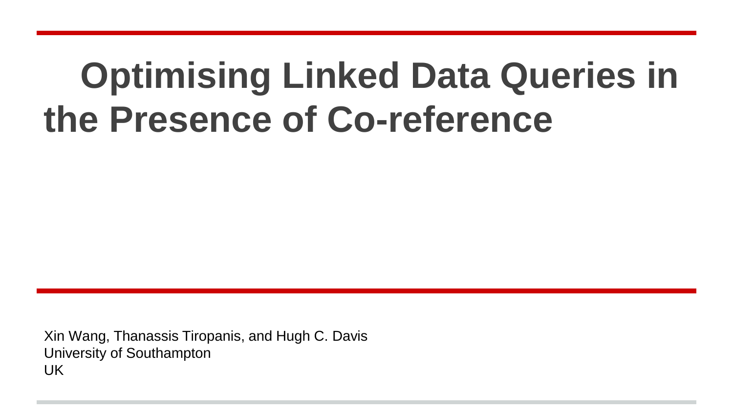# Optimising Linked Data Queries in the Presence of Co-reference

Xin Wang, Thanassis Tiropanis, and Hugh C. Davis
University of Southampton
UK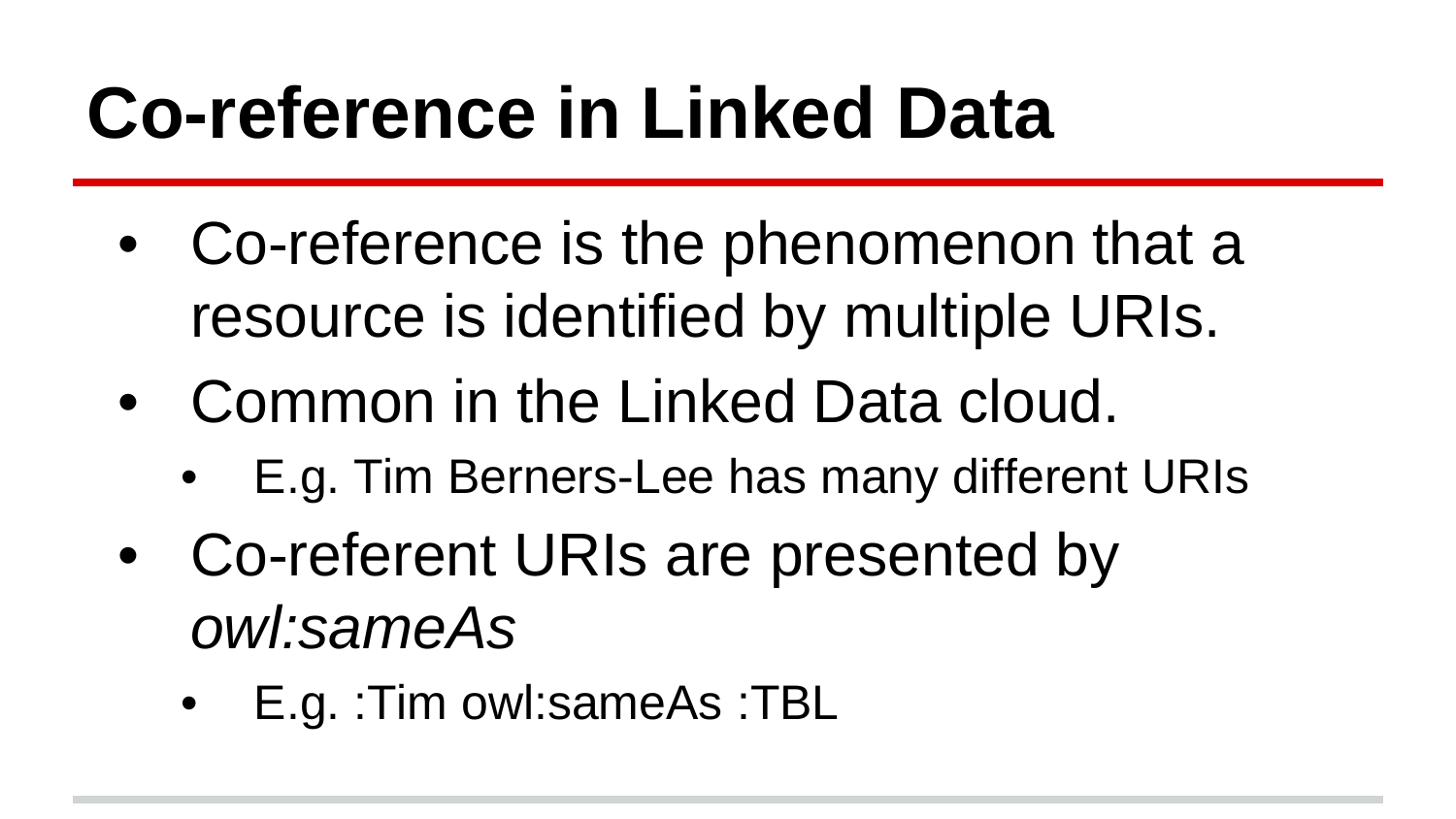# Co-reference in Linked Data

- Co-reference is the phenomenon that a resource is identified by multiple URIs.
- Common in the Linked Data cloud.
  - E.g. Tim Berners-Lee has many different URIs
- Co-referent URIs are presented by *owl:sameAs*
  - E.g. :Tim owl:sameAs :TBL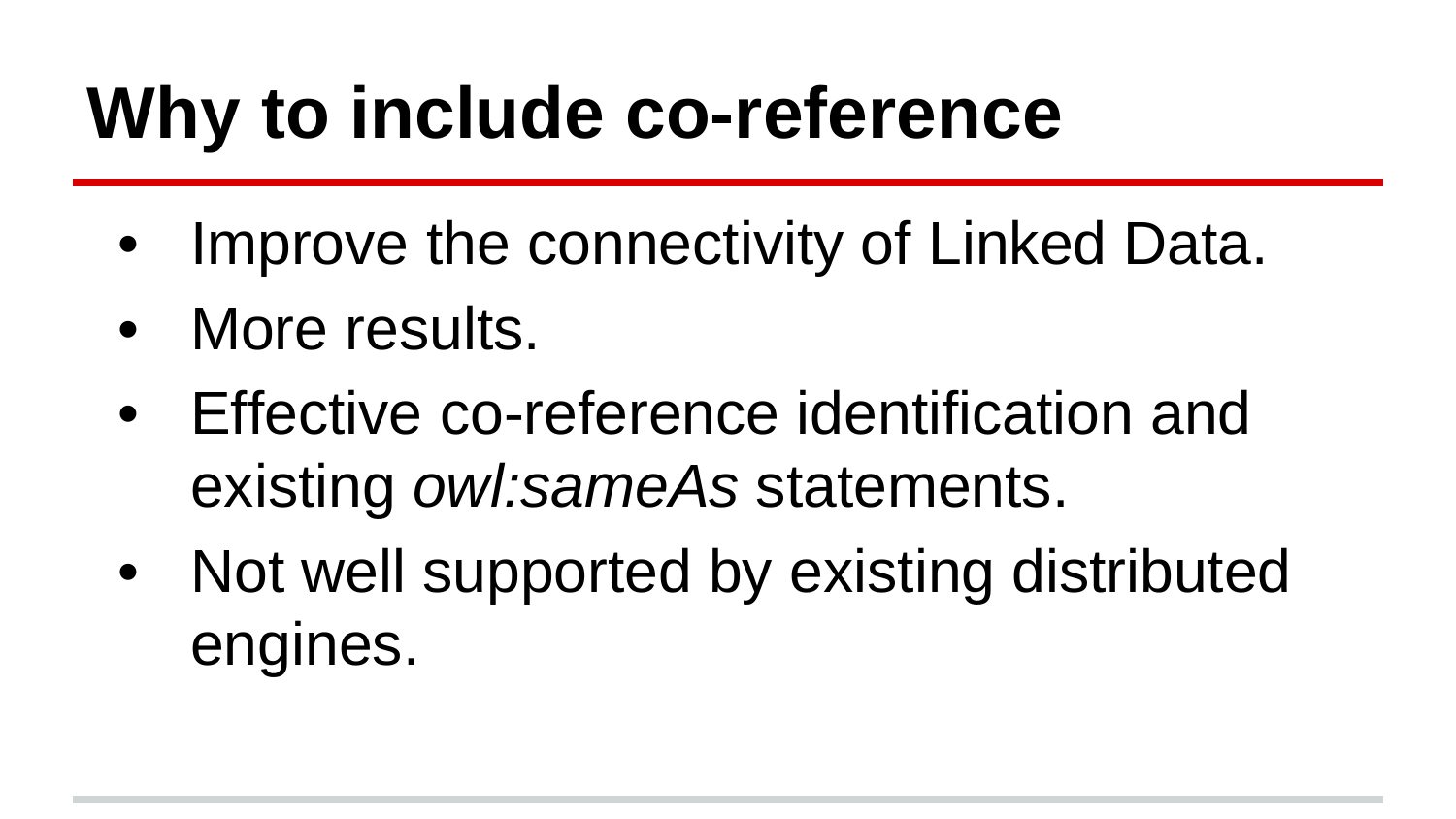# Why to include co-reference

- Improve the connectivity of Linked Data.
- More results.
- Effective co-reference identification and existing *owl:sameAs* statements.
- Not well supported by existing distributed engines.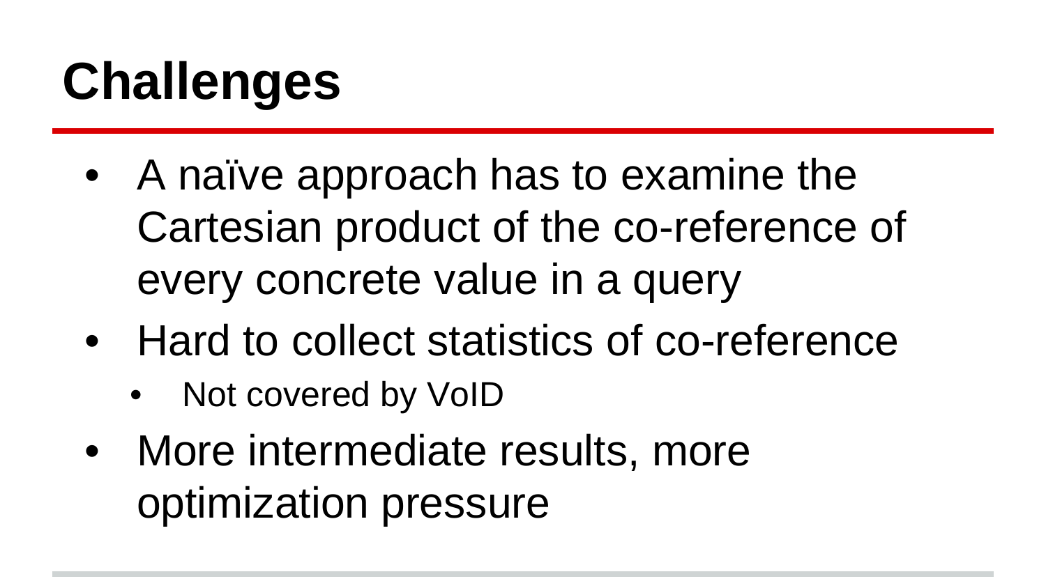# Challenges

- A naïve approach has to examine the Cartesian product of the co-reference of every concrete value in a query
- Hard to collect statistics of co-reference
  - Not covered by VoID
- More intermediate results, more optimization pressure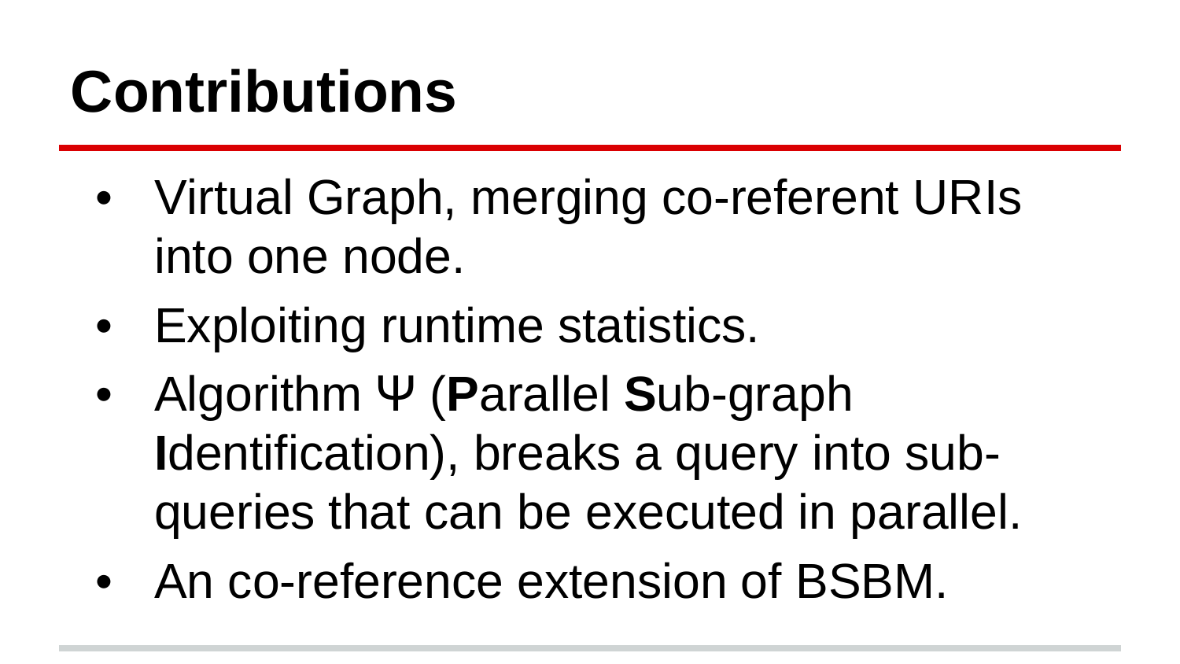# Contributions

- Virtual Graph, merging co-referent URIs into one node.
- Exploiting runtime statistics.
- Algorithm Ψ (**P**arallel **S**ub-graph **I**dentification), breaks a query into sub-queries that can be executed in parallel.
- An co-reference extension of BSBM.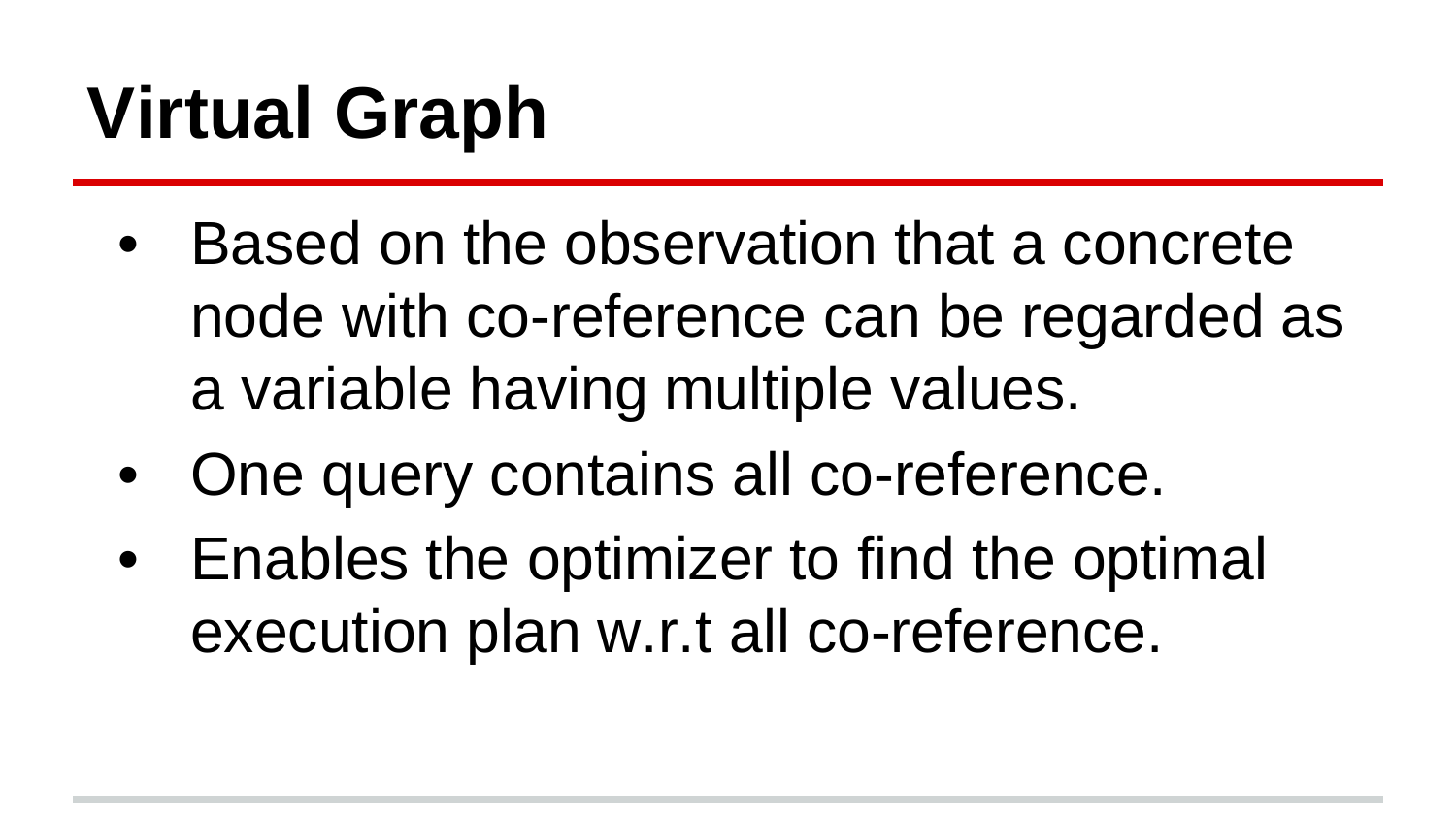# Virtual Graph

- Based on the observation that a concrete node with co-reference can be regarded as a variable having multiple values.
- One query contains all co-reference.
- Enables the optimizer to find the optimal execution plan w.r.t all co-reference.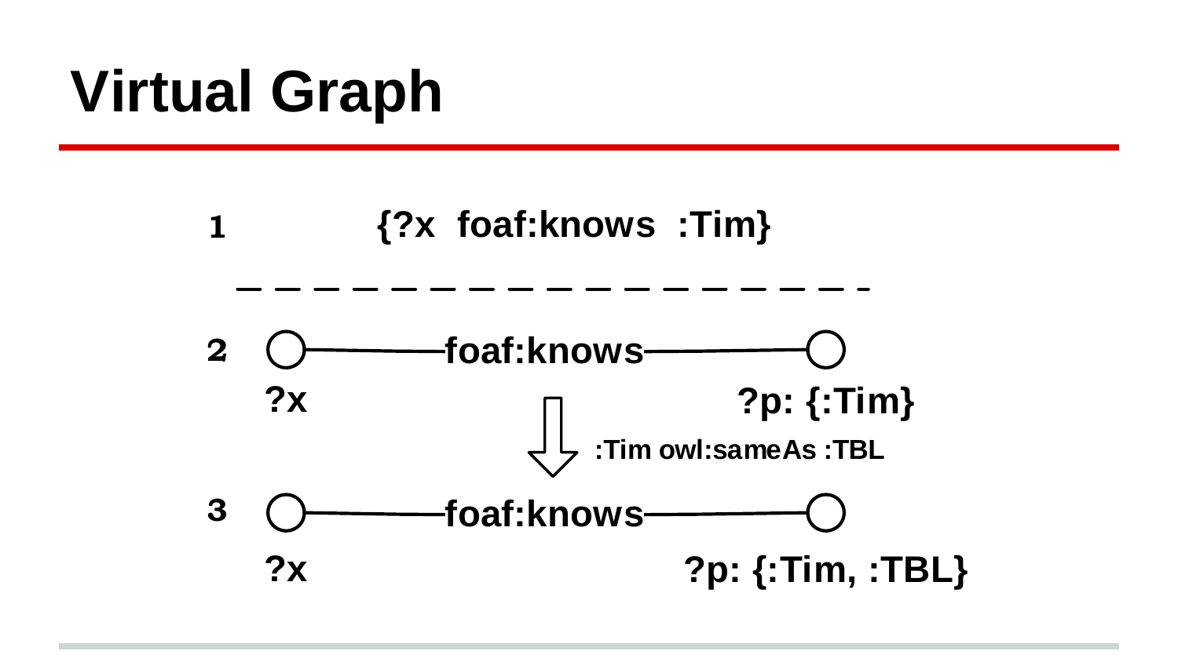# Virtual Graph

1 {?x foaf:knows :Tim}

---

2 ?x —— foaf:knows —— ?p: {:Tim}

⇩ :Tim owl:sameAs :TBL

3 ?x —— foaf:knows —— ?p: {:Tim, :TBL}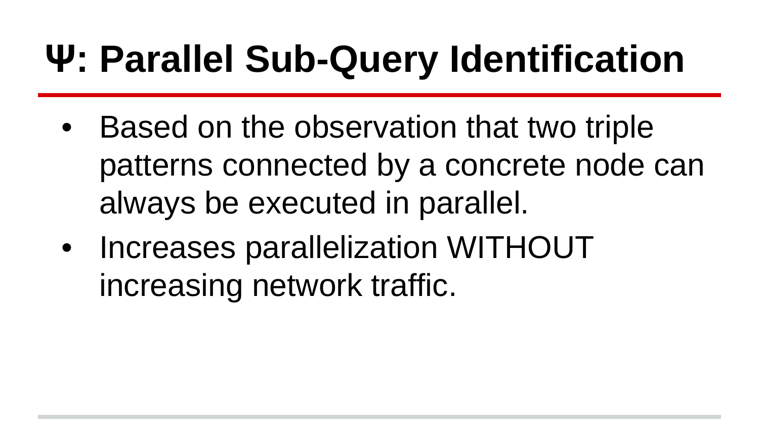# Ψ: Parallel Sub-Query Identification

- Based on the observation that two triple patterns connected by a concrete node can always be executed in parallel.
- Increases parallelization WITHOUT increasing network traffic.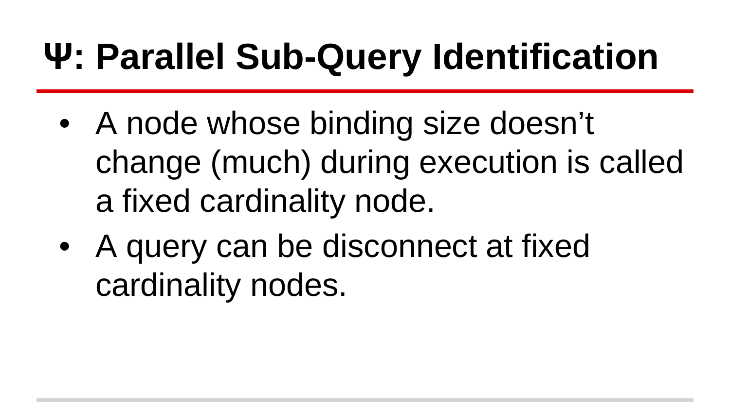# Ψ: Parallel Sub-Query Identification

- A node whose binding size doesn't change (much) during execution is called a fixed cardinality node.
- A query can be disconnect at fixed cardinality nodes.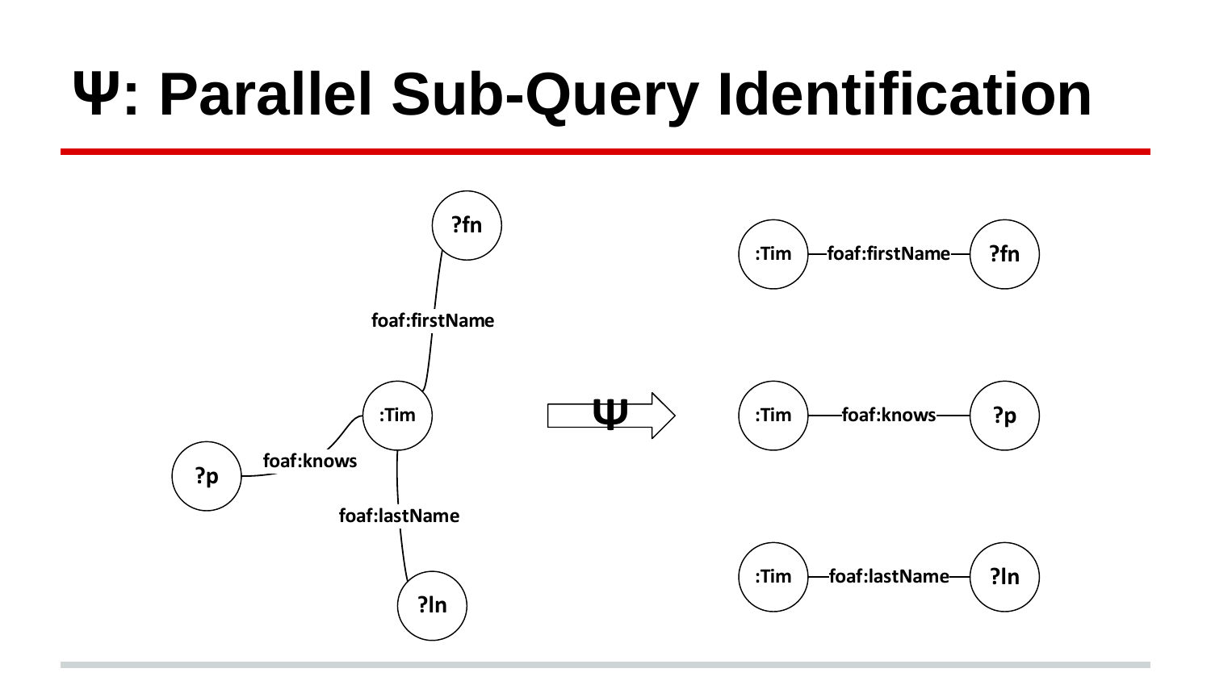# Ψ: Parallel Sub-Query Identification

?fn

foaf:firstName

:Tim

foaf:knows

?p

foaf:lastName

?ln

Ψ

:Tim — foaf:firstName — ?fn

:Tim — foaf:knows — ?p

:Tim — foaf:lastName — ?ln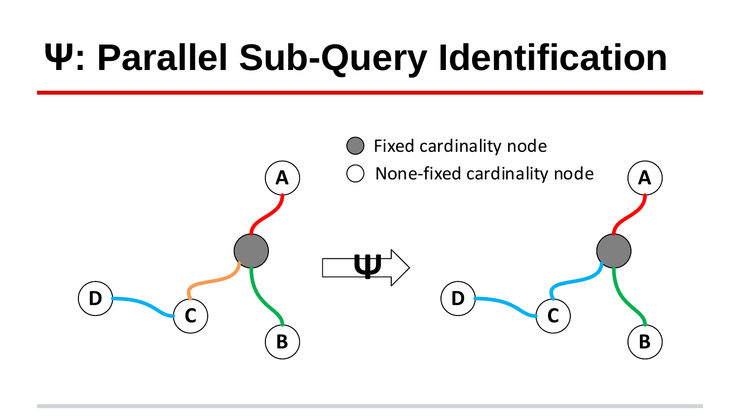# Ψ: Parallel Sub-Query Identification

Fixed cardinality node

None-fixed cardinality node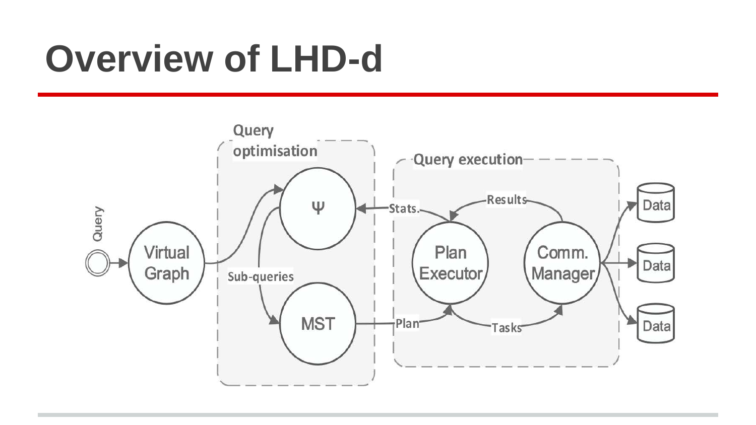# Overview of LHD-d

Query

Query optimisation

Virtual Graph

Ψ

Sub-queries

MST

Query execution

Stats.

Results

Plan

Plan Executor

Comm. Manager

Tasks

Data

Data

Data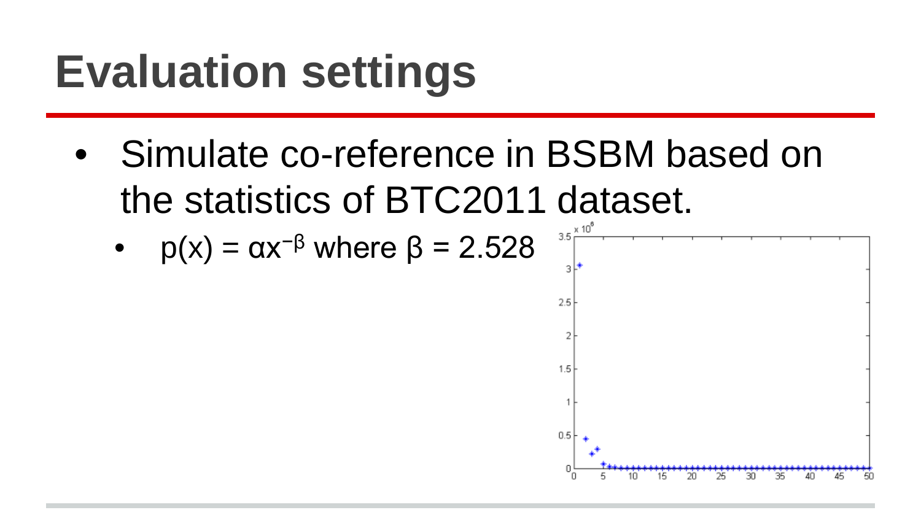# Evaluation settings

- Simulate co-reference in BSBM based on the statistics of BTC2011 dataset.
  - $p(x) = \alpha x^{-\beta}$ where $\beta = 2.528$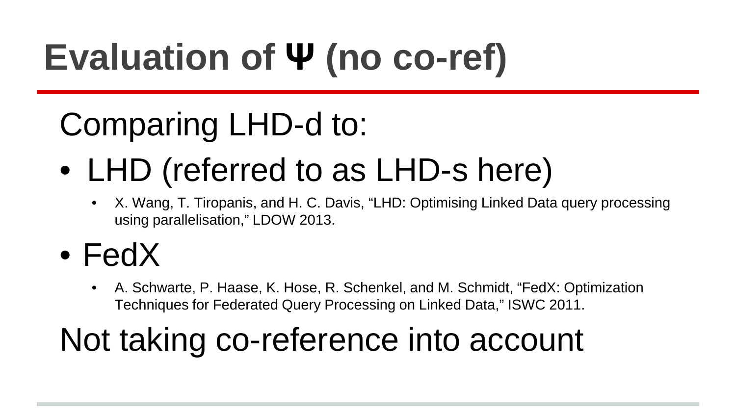# Evaluation of Ψ (no co-ref)

Comparing LHD-d to:

- LHD (referred to as LHD-s here)
  - X. Wang, T. Tiropanis, and H. C. Davis, “LHD: Optimising Linked Data query processing using parallelisation,” LDOW 2013.
- FedX
  - A. Schwarte, P. Haase, K. Hose, R. Schenkel, and M. Schmidt, “FedX: Optimization Techniques for Federated Query Processing on Linked Data,” ISWC 2011.

Not taking co-reference into account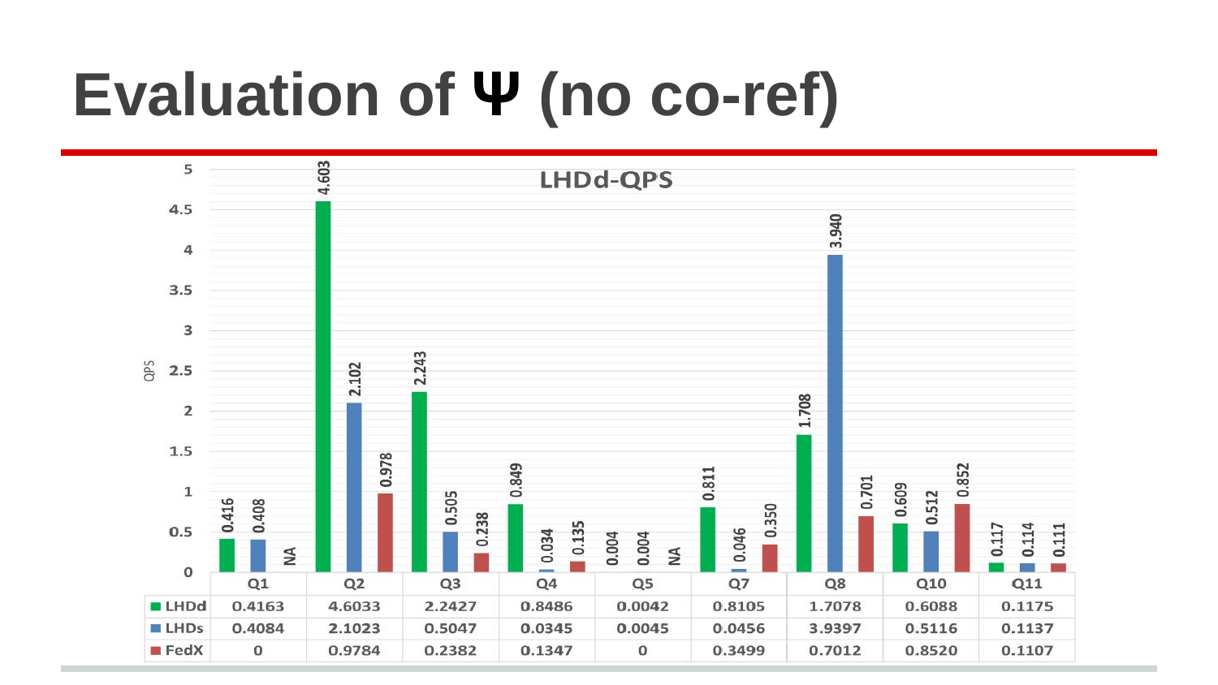# Evaluation of Ψ (no co-ref)

**LHDd-QPS**

| | Q1 | Q2 | Q3 | Q4 | Q5 | Q7 | Q8 | Q10 | Q11 |
|---|---|---|---|---|---|---|---|---|---|
| LHDd | 0.4163 | 4.6033 | 2.2427 | 0.8486 | 0.0042 | 0.8105 | 1.7078 | 0.6088 | 0.1175 |
| LHDs | 0.4084 | 2.1023 | 0.5047 | 0.0345 | 0.0045 | 0.0456 | 3.9397 | 0.5116 | 0.1137 |
| FedX | 0 | 0.9784 | 0.2382 | 0.1347 | 0 | 0.3499 | 0.7012 | 0.8520 | 0.1107 |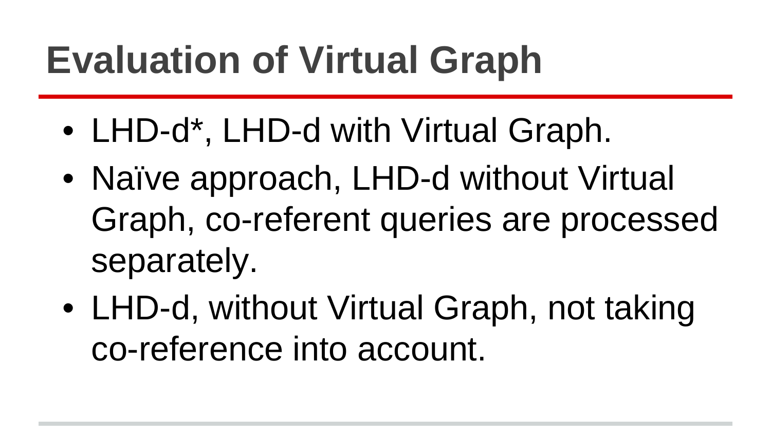# Evaluation of Virtual Graph

- LHD-d*, LHD-d with Virtual Graph.
- Naïve approach, LHD-d without Virtual Graph, co-referent queries are processed separately.
- LHD-d, without Virtual Graph, not taking co-reference into account.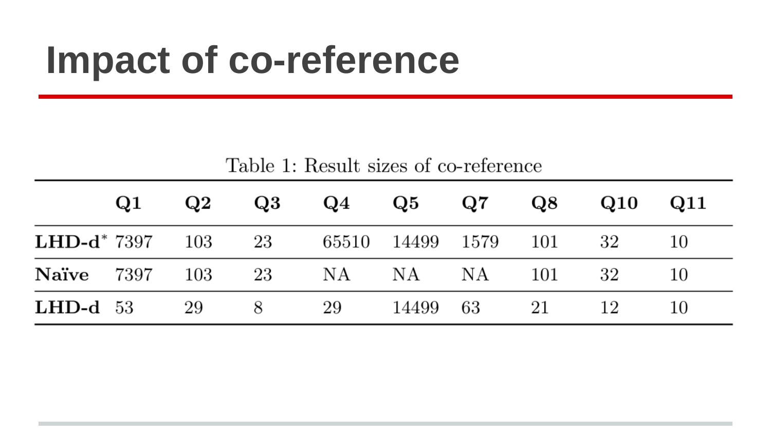# Impact of co-reference

Table 1: Result sizes of co-reference

| | **Q1** | **Q2** | **Q3** | **Q4** | **Q5** | **Q7** | **Q8** | **Q10** | **Q11** |
|---|---|---|---|---|---|---|---|---|---|
| **LHD-d*** | 7397 | 103 | 23 | 65510 | 14499 | 1579 | 101 | 32 | 10 |
| **Naïve** | 7397 | 103 | 23 | NA | NA | NA | 101 | 32 | 10 |
| **LHD-d** | 53 | 29 | 8 | 29 | 14499 | 63 | 21 | 12 | 10 |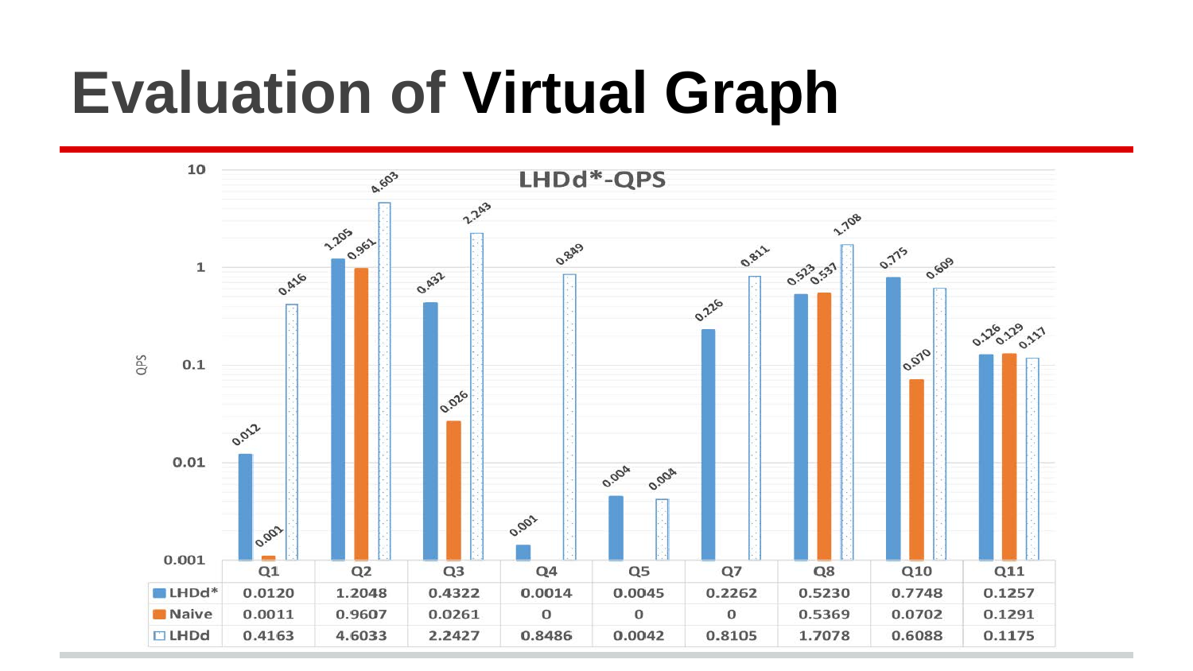# Evaluation of Virtual Graph

LHDd*-QPS

QPS

10
1
0.1
0.01
0.001

0.012 0.001 0.416
1.205 0.961 4.603
0.432 0.026 2.243
0.001 0.849
0.004 0.004
0.226 0.811
0.523 0.537 1.708
0.775 0.070 0.609
0.126 0.129 0.117

| | Q1 | Q2 | Q3 | Q4 | Q5 | Q7 | Q8 | Q10 | Q11 |
|---|---|---|---|---|---|---|---|---|---|
| LHDd* | 0.0120 | 1.2048 | 0.4322 | 0.0014 | 0.0045 | 0.2262 | 0.5230 | 0.7748 | 0.1257 |
| Naive | 0.0011 | 0.9607 | 0.0261 | 0 | 0 | 0 | 0.5369 | 0.0702 | 0.1291 |
| LHDd | 0.4163 | 4.6033 | 2.2427 | 0.8486 | 0.0042 | 0.8105 | 1.7078 | 0.6088 | 0.1175 |